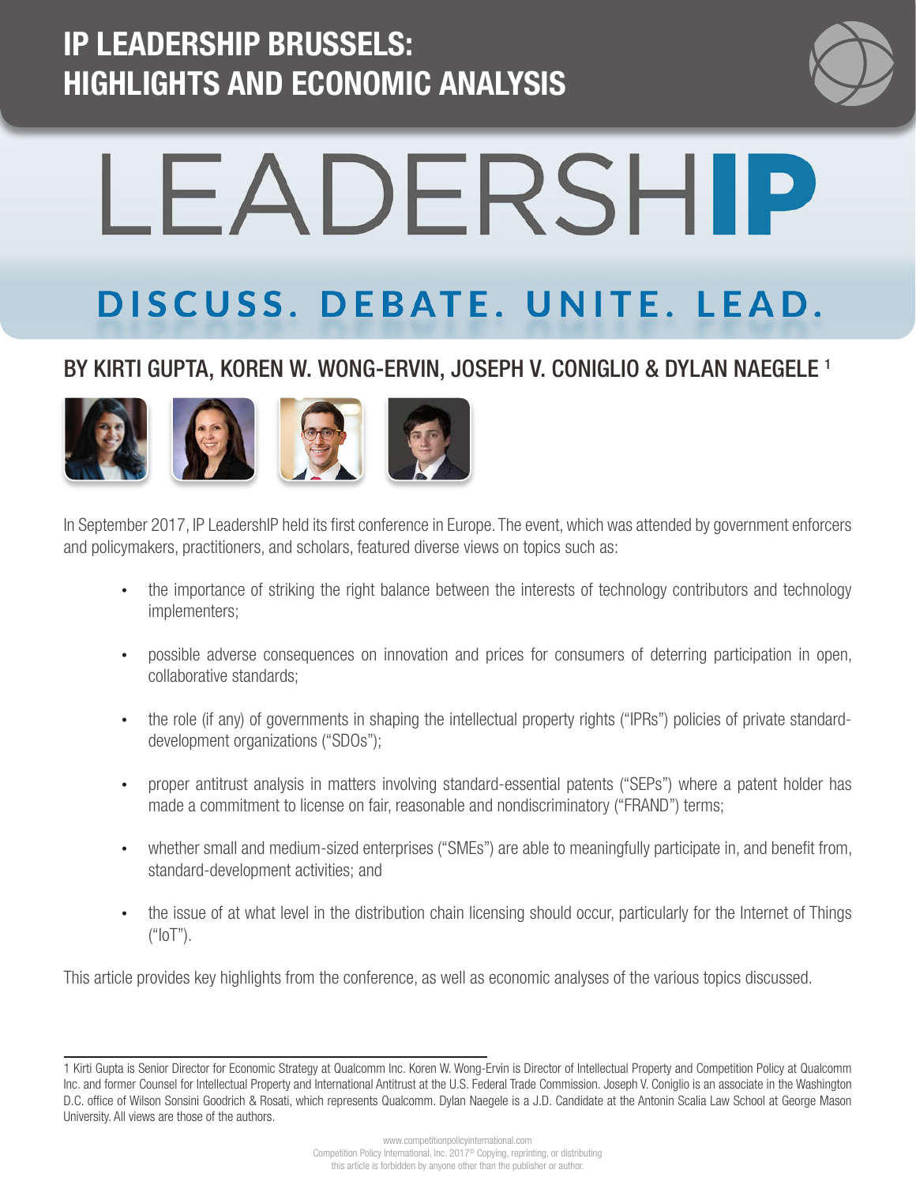# IP LEADERSHIP BRUSSELS: HIGHLIGHTS AND ECONOMIC ANALYSIS

LEADERSHIP

DISCUSS. DEBATE. UNITE. LEAD.

## BY KIRTI GUPTA, KOREN W. WONG-ERVIN, JOSEPH V. CONIGLIO & DYLAN NAEGELE [1]

In September 2017, IP LeadershIP held its first conference in Europe. The event, which was attended by government enforcers and policymakers, practitioners, and scholars, featured diverse views on topics such as:

- the importance of striking the right balance between the interests of technology contributors and technology implementers;
- possible adverse consequences on innovation and prices for consumers of deterring participation in open, collaborative standards;
- the role (if any) of governments in shaping the intellectual property rights ("IPRs") policies of private standard-development organizations ("SDOs");
- proper antitrust analysis in matters involving standard-essential patents ("SEPs") where a patent holder has made a commitment to license on fair, reasonable and nondiscriminatory ("FRAND") terms;
- whether small and medium-sized enterprises ("SMEs") are able to meaningfully participate in, and benefit from, standard-development activities; and
- the issue of at what level in the distribution chain licensing should occur, particularly for the Internet of Things ("IoT").

This article provides key highlights from the conference, as well as economic analyses of the various topics discussed.

---

1 Kirti Gupta is Senior Director for Economic Strategy at Qualcomm Inc. Koren W. Wong-Ervin is Director of Intellectual Property and Competition Policy at Qualcomm Inc. and former Counsel for Intellectual Property and International Antitrust at the U.S. Federal Trade Commission. Joseph V. Coniglio is an associate in the Washington D.C. office of Wilson Sonsini Goodrich & Rosati, which represents Qualcomm. Dylan Naegele is a J.D. Candidate at the Antonin Scalia Law School at George Mason University. All views are those of the authors.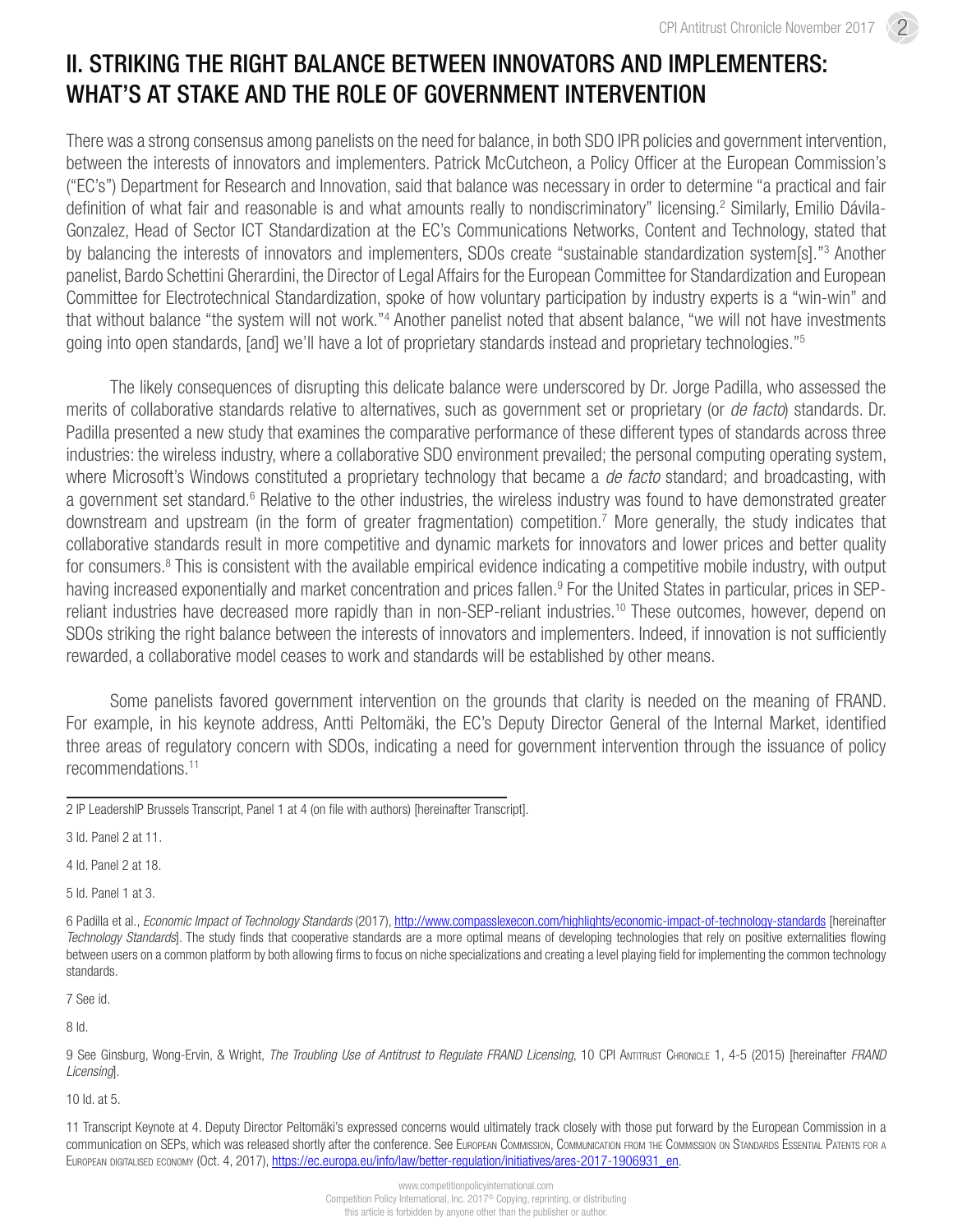## II. STRIKING THE RIGHT BALANCE BETWEEN INNOVATORS AND IMPLEMENTERS: WHAT'S AT STAKE AND THE ROLE OF GOVERNMENT INTERVENTION

There was a strong consensus among panelists on the need for balance, in both SDO IPR policies and government intervention, between the interests of innovators and implementers. Patrick McCutcheon, a Policy Officer at the European Commission's ("EC's") Department for Research and Innovation, said that balance was necessary in order to determine "a practical and fair definition of what fair and reasonable is and what amounts really to nondiscriminatory" licensing.[2] Similarly, Emilio Dávila-Gonzalez, Head of Sector ICT Standardization at the EC's Communications Networks, Content and Technology, stated that by balancing the interests of innovators and implementers, SDOs create "sustainable standardization system[s]."[3] Another panelist, Bardo Schettini Gherardini, the Director of Legal Affairs for the European Committee for Standardization and European Committee for Electrotechnical Standardization, spoke of how voluntary participation by industry experts is a "win-win" and that without balance "the system will not work."[4] Another panelist noted that absent balance, "we will not have investments going into open standards, [and] we'll have a lot of proprietary standards instead and proprietary technologies."[5]

The likely consequences of disrupting this delicate balance were underscored by Dr. Jorge Padilla, who assessed the merits of collaborative standards relative to alternatives, such as government set or proprietary (or *de facto*) standards. Dr. Padilla presented a new study that examines the comparative performance of these different types of standards across three industries: the wireless industry, where a collaborative SDO environment prevailed; the personal computing operating system, where Microsoft's Windows constituted a proprietary technology that became a *de facto* standard; and broadcasting, with a government set standard.[6] Relative to the other industries, the wireless industry was found to have demonstrated greater downstream and upstream (in the form of greater fragmentation) competition.[7] More generally, the study indicates that collaborative standards result in more competitive and dynamic markets for innovators and lower prices and better quality for consumers.[8] This is consistent with the available empirical evidence indicating a competitive mobile industry, with output having increased exponentially and market concentration and prices fallen.[9] For the United States in particular, prices in SEP-reliant industries have decreased more rapidly than in non-SEP-reliant industries.[10] These outcomes, however, depend on SDOs striking the right balance between the interests of innovators and implementers. Indeed, if innovation is not sufficiently rewarded, a collaborative model ceases to work and standards will be established by other means.

Some panelists favored government intervention on the grounds that clarity is needed on the meaning of FRAND. For example, in his keynote address, Antti Peltomäki, the EC's Deputy Director General of the Internal Market, identified three areas of regulatory concern with SDOs, indicating a need for government intervention through the issuance of policy recommendations.[11]

---

2 IP LeadershIP Brussels Transcript, Panel 1 at 4 (on file with authors) [hereinafter Transcript].

3 Id. Panel 2 at 11.

4 Id. Panel 2 at 18.

5 Id. Panel 1 at 3.

6 Padilla et al., *Economic Impact of Technology Standards* (2017), http://www.compasslexecon.com/highlights/economic-impact-of-technology-standards [hereinafter *Technology Standards*]. The study finds that cooperative standards are a more optimal means of developing technologies that rely on positive externalities flowing between users on a common platform by both allowing firms to focus on niche specializations and creating a level playing field for implementing the common technology standards.

7 See id.

8 Id.

9 See Ginsburg, Wong-Ervin, & Wright, *The Troubling Use of Antitrust to Regulate FRAND Licensing*, 10 CPI Antitrust Chronicle 1, 4-5 (2015) [hereinafter *FRAND Licensing*].

10 Id. at 5.

11 Transcript Keynote at 4. Deputy Director Peltomäki's expressed concerns would ultimately track closely with those put forward by the European Commission in a communication on SEPs, which was released shortly after the conference. See European Commission, Communication from the Commission on Standards Essential Patents for a European digitalised economy (Oct. 4, 2017), https://ec.europa.eu/info/law/better-regulation/initiatives/ares-2017-1906931_en.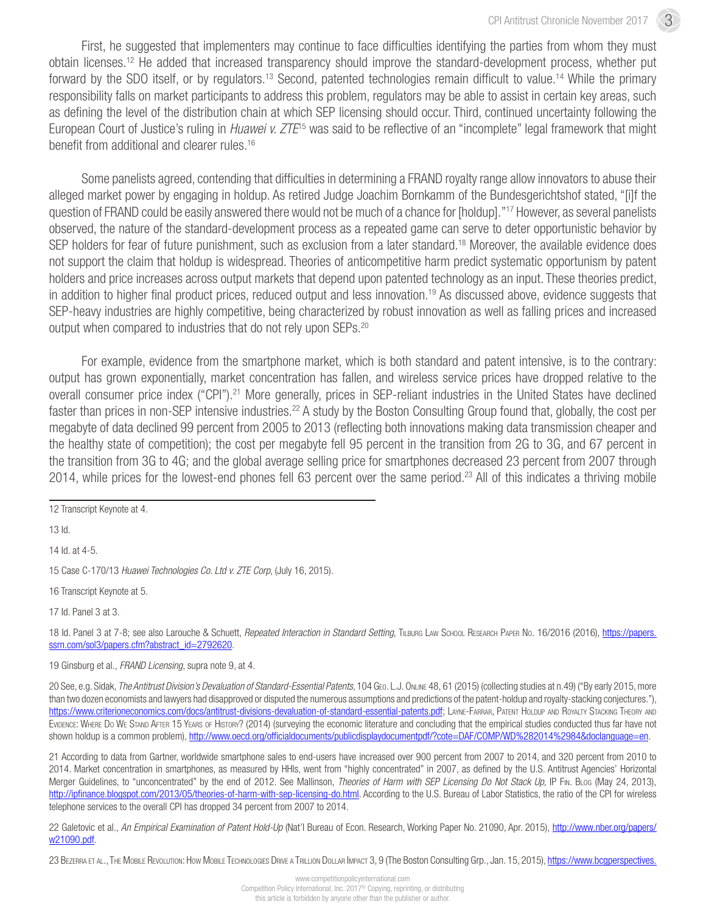First, he suggested that implementers may continue to face difficulties identifying the parties from whom they must obtain licenses.[12] He added that increased transparency should improve the standard-development process, whether put forward by the SDO itself, or by regulators.[13] Second, patented technologies remain difficult to value.[14] While the primary responsibility falls on market participants to address this problem, regulators may be able to assist in certain key areas, such as defining the level of the distribution chain at which SEP licensing should occur. Third, continued uncertainty following the European Court of Justice's ruling in *Huawei v. ZTE*[15] was said to be reflective of an "incomplete" legal framework that might benefit from additional and clearer rules.[16]

Some panelists agreed, contending that difficulties in determining a FRAND royalty range allow innovators to abuse their alleged market power by engaging in holdup. As retired Judge Joachim Bornkamm of the Bundesgerichtshof stated, "[i]f the question of FRAND could be easily answered there would not be much of a chance for [holdup]."[17] However, as several panelists observed, the nature of the standard-development process as a repeated game can serve to deter opportunistic behavior by SEP holders for fear of future punishment, such as exclusion from a later standard.[18] Moreover, the available evidence does not support the claim that holdup is widespread. Theories of anticompetitive harm predict systematic opportunism by patent holders and price increases across output markets that depend upon patented technology as an input. These theories predict, in addition to higher final product prices, reduced output and less innovation.[19] As discussed above, evidence suggests that SEP-heavy industries are highly competitive, being characterized by robust innovation as well as falling prices and increased output when compared to industries that do not rely upon SEPs.[20]

For example, evidence from the smartphone market, which is both standard and patent intensive, is to the contrary: output has grown exponentially, market concentration has fallen, and wireless service prices have dropped relative to the overall consumer price index ("CPI").[21] More generally, prices in SEP-reliant industries in the United States have declined faster than prices in non-SEP intensive industries.[22] A study by the Boston Consulting Group found that, globally, the cost per megabyte of data declined 99 percent from 2005 to 2013 (reflecting both innovations making data transmission cheaper and the healthy state of competition); the cost per megabyte fell 95 percent in the transition from 2G to 3G, and 67 percent in the transition from 3G to 4G; and the global average selling price for smartphones decreased 23 percent from 2007 through 2014, while prices for the lowest-end phones fell 63 percent over the same period.[23] All of this indicates a thriving mobile

---

12 Transcript Keynote at 4.

13 Id.

14 Id. at 4-5.

15 Case C-170/13 *Huawei Technologies Co. Ltd v. ZTE Corp*, (July 16, 2015).

16 Transcript Keynote at 5.

17 Id. Panel 3 at 3.

18 Id. Panel 3 at 7-8; see also Larouche & Schuett, *Repeated Interaction in Standard Setting*, Tilburg Law School Research Paper No. 16/2016 (2016), https://papers.ssrn.com/sol3/papers.cfm?abstract_id=2792620.

19 Ginsburg et al., *FRAND Licensing*, supra note 9, at 4.

20 See, e.g. Sidak, *The Antitrust Division's Devaluation of Standard-Essential Patents*, 104 Geo. L.J. Online 48, 61 (2015) (collecting studies at n.49) ("By early 2015, more than two dozen economists and lawyers had disapproved or disputed the numerous assumptions and predictions of the patent-holdup and royalty-stacking conjectures."), https://www.criterioneconomics.com/docs/antitrust-divisions-devaluation-of-standard-essential-patents.pdf; Layne-Farrar, Patent Holdup and Royalty Stacking Theory and Evidence: Where Do We Stand After 15 Years of History? (2014) (surveying the economic literature and concluding that the empirical studies conducted thus far have not shown holdup is a common problem), http://www.oecd.org/officialdocuments/publicdisplaydocumentpdf/?cote=DAF/COMP/WD%282014%2984&doclanguage=en.

21 According to data from Gartner, worldwide smartphone sales to end-users have increased over 900 percent from 2007 to 2014, and 320 percent from 2010 to 2014. Market concentration in smartphones, as measured by HHIs, went from "highly concentrated" in 2007, as defined by the U.S. Antitrust Agencies' Horizontal Merger Guidelines, to "unconcentrated" by the end of 2012. See Mallinson, *Theories of Harm with SEP Licensing Do Not Stack Up*, IP Fin. Blog (May 24, 2013), http://ipfinance.blogspot.com/2013/05/theories-of-harm-with-sep-licensing-do.html. According to the U.S. Bureau of Labor Statistics, the ratio of the CPI for wireless telephone services to the overall CPI has dropped 34 percent from 2007 to 2014.

22 Galetovic et al., *An Empirical Examination of Patent Hold-Up* (Nat'l Bureau of Econ. Research, Working Paper No. 21090, Apr. 2015), http://www.nber.org/papers/w21090.pdf.

23 Bezerra et al., The Mobile Revolution: How Mobile Technologies Drive a Trillion Dollar Impact 3, 9 (The Boston Consulting Grp., Jan. 15, 2015), https://www.bcgperspectives.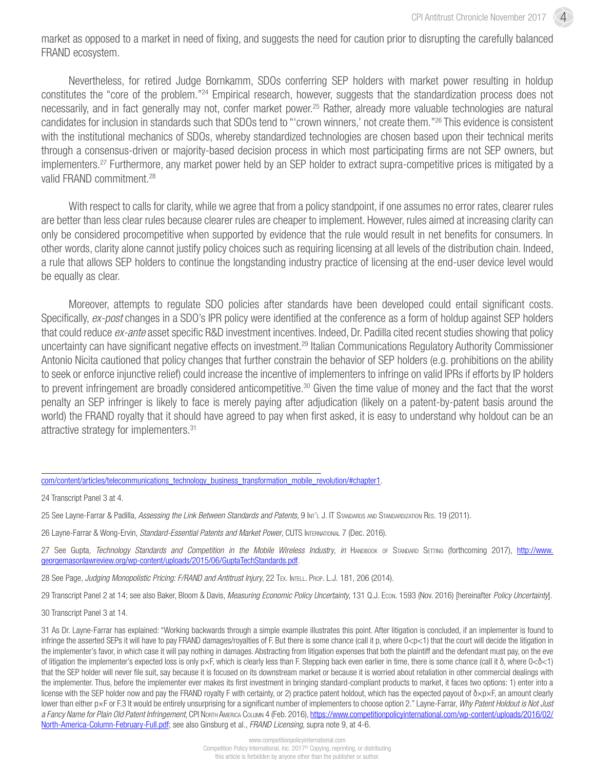market as opposed to a market in need of fixing, and suggests the need for caution prior to disrupting the carefully balanced FRAND ecosystem.

Nevertheless, for retired Judge Bornkamm, SDOs conferring SEP holders with market power resulting in holdup constitutes the "core of the problem."[24] Empirical research, however, suggests that the standardization process does not necessarily, and in fact generally may not, confer market power.[25] Rather, already more valuable technologies are natural candidates for inclusion in standards such that SDOs tend to "'crown winners,' not create them."[26] This evidence is consistent with the institutional mechanics of SDOs, whereby standardized technologies are chosen based upon their technical merits through a consensus-driven or majority-based decision process in which most participating firms are not SEP owners, but implementers.[27] Furthermore, any market power held by an SEP holder to extract supra-competitive prices is mitigated by a valid FRAND commitment.[28]

With respect to calls for clarity, while we agree that from a policy standpoint, if one assumes no error rates, clearer rules are better than less clear rules because clearer rules are cheaper to implement. However, rules aimed at increasing clarity can only be considered procompetitive when supported by evidence that the rule would result in net benefits for consumers. In other words, clarity alone cannot justify policy choices such as requiring licensing at all levels of the distribution chain. Indeed, a rule that allows SEP holders to continue the longstanding industry practice of licensing at the end-user device level would be equally as clear.

Moreover, attempts to regulate SDO policies after standards have been developed could entail significant costs. Specifically, *ex-post* changes in a SDO's IPR policy were identified at the conference as a form of holdup against SEP holders that could reduce *ex-ante* asset specific R&D investment incentives. Indeed, Dr. Padilla cited recent studies showing that policy uncertainty can have significant negative effects on investment.[29] Italian Communications Regulatory Authority Commissioner Antonio Nicita cautioned that policy changes that further constrain the behavior of SEP holders (e.g. prohibitions on the ability to seek or enforce injunctive relief) could increase the incentive of implementers to infringe on valid IPRs if efforts by IP holders to prevent infringement are broadly considered anticompetitive.[30] Given the time value of money and the fact that the worst penalty an SEP infringer is likely to face is merely paying after adjudication (likely on a patent-by-patent basis around the world) the FRAND royalty that it should have agreed to pay when first asked, it is easy to understand why holdout can be an attractive strategy for implementers.[31]

---

com/content/articles/telecommunications_technology_business_transformation_mobile_revolution/#chapter1.

24 Transcript Panel 3 at 4.

25 See Layne-Farrar & Padilla, *Assessing the Link Between Standards and Patents*, 9 Int'l J. IT Standards and Standardization Res. 19 (2011).

26 Layne-Farrar & Wong-Ervin, *Standard-Essential Patents and Market Power*, CUTS International 7 (Dec. 2016).

27 See Gupta, *Technology Standards and Competition in the Mobile Wireless Industry*, *in* Handbook of Standard Setting (forthcoming 2017), http://www.georgemasonlawreview.org/wp-content/uploads/2015/06/GuptaTechStandards.pdf.

28 See Page, *Judging Monopolistic Pricing: F/RAND and Antitrust Injury*, 22 Tex. Intell. Prop. L.J. 181, 206 (2014).

29 Transcript Panel 2 at 14; see also Baker, Bloom & Davis, *Measuring Economic Policy Uncertainty*, 131 Q.J. Econ. 1593 (Nov. 2016) [hereinafter *Policy Uncertainty*].

30 Transcript Panel 3 at 14.

31 As Dr. Layne-Farrar has explained: "Working backwards through a simple example illustrates this point. After litigation is concluded, if an implementer is found to infringe the asserted SEPs it will have to pay FRAND damages/royalties of F. But there is some chance (call it p, where $0<p<1$) that the court will decide the litigation in the implementer's favor, in which case it will pay nothing in damages. Abstracting from litigation expenses that both the plaintiff and the defendant must pay, on the eve of litigation the implementer's expected loss is only $p \times F$, which is clearly less than F. Stepping back even earlier in time, there is some chance (call it ð, where $0<ð<1$) that the SEP holder will never file suit, say because it is focused on its downstream market or because it is worried about retaliation in other commercial dealings with the implementer. Thus, before the implementer ever makes its first investment in bringing standard-compliant products to market, it faces two options: 1) enter into a license with the SEP holder now and pay the FRAND royalty F with certainty, or 2) practice patent holdout, which has the expected payout of $ð \times p \times F$, an amount clearly lower than either $p \times F$ or F.3 It would be entirely unsurprising for a significant number of implementers to choose option 2." Layne-Farrar, *Why Patent Holdout is Not Just a Fancy Name for Plain Old Patent Infringement*, CPI North America Column 4 (Feb. 2016), https://www.competitionpolicyinternational.com/wp-content/uploads/2016/02/North-America-Column-February-Full.pdf; see also Ginsburg et al., *FRAND Licensing*, supra note 9, at 4-6.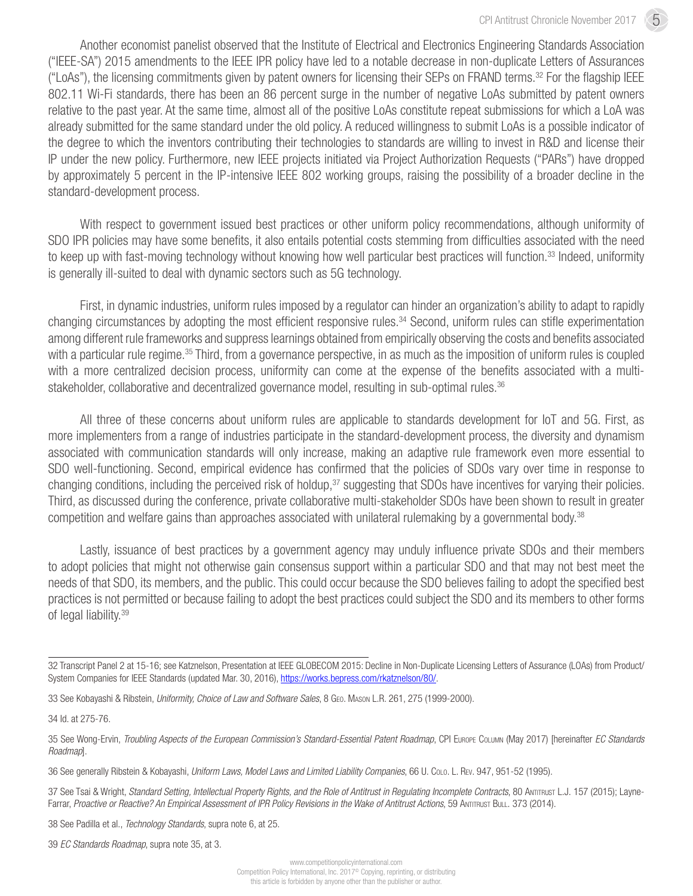Another economist panelist observed that the Institute of Electrical and Electronics Engineering Standards Association ("IEEE-SA") 2015 amendments to the IEEE IPR policy have led to a notable decrease in non-duplicate Letters of Assurances ("LoAs"), the licensing commitments given by patent owners for licensing their SEPs on FRAND terms.[32] For the flagship IEEE 802.11 Wi-Fi standards, there has been an 86 percent surge in the number of negative LoAs submitted by patent owners relative to the past year. At the same time, almost all of the positive LoAs constitute repeat submissions for which a LoA was already submitted for the same standard under the old policy. A reduced willingness to submit LoAs is a possible indicator of the degree to which the inventors contributing their technologies to standards are willing to invest in R&D and license their IP under the new policy. Furthermore, new IEEE projects initiated via Project Authorization Requests ("PARs") have dropped by approximately 5 percent in the IP-intensive IEEE 802 working groups, raising the possibility of a broader decline in the standard-development process.

With respect to government issued best practices or other uniform policy recommendations, although uniformity of SDO IPR policies may have some benefits, it also entails potential costs stemming from difficulties associated with the need to keep up with fast-moving technology without knowing how well particular best practices will function.[33] Indeed, uniformity is generally ill-suited to deal with dynamic sectors such as 5G technology.

First, in dynamic industries, uniform rules imposed by a regulator can hinder an organization's ability to adapt to rapidly changing circumstances by adopting the most efficient responsive rules.[34] Second, uniform rules can stifle experimentation among different rule frameworks and suppress learnings obtained from empirically observing the costs and benefits associated with a particular rule regime.[35] Third, from a governance perspective, in as much as the imposition of uniform rules is coupled with a more centralized decision process, uniformity can come at the expense of the benefits associated with a multi-stakeholder, collaborative and decentralized governance model, resulting in sub-optimal rules.[36]

All three of these concerns about uniform rules are applicable to standards development for IoT and 5G. First, as more implementers from a range of industries participate in the standard-development process, the diversity and dynamism associated with communication standards will only increase, making an adaptive rule framework even more essential to SDO well-functioning. Second, empirical evidence has confirmed that the policies of SDOs vary over time in response to changing conditions, including the perceived risk of holdup,[37] suggesting that SDOs have incentives for varying their policies. Third, as discussed during the conference, private collaborative multi-stakeholder SDOs have been shown to result in greater competition and welfare gains than approaches associated with unilateral rulemaking by a governmental body.[38]

Lastly, issuance of best practices by a government agency may unduly influence private SDOs and their members to adopt policies that might not otherwise gain consensus support within a particular SDO and that may not best meet the needs of that SDO, its members, and the public. This could occur because the SDO believes failing to adopt the specified best practices is not permitted or because failing to adopt the best practices could subject the SDO and its members to other forms of legal liability.[39]

---

32 Transcript Panel 2 at 15-16; see Katznelson, Presentation at IEEE GLOBECOM 2015: Decline in Non-Duplicate Licensing Letters of Assurance (LOAs) from Product/System Companies for IEEE Standards (updated Mar. 30, 2016), https://works.bepress.com/rkatznelson/80/.

33 See Kobayashi & Ribstein, *Uniformity, Choice of Law and Software Sales*, 8 Geo. Mason L.R. 261, 275 (1999-2000).

34 Id. at 275-76.

35 See Wong-Ervin, *Troubling Aspects of the European Commission's Standard-Essential Patent Roadmap*, CPI Europe Column (May 2017) [hereinafter *EC Standards Roadmap*].

36 See generally Ribstein & Kobayashi, *Uniform Laws, Model Laws and Limited Liability Companies*, 66 U. Colo. L. Rev. 947, 951-52 (1995).

37 See Tsai & Wright, *Standard Setting, Intellectual Property Rights, and the Role of Antitrust in Regulating Incomplete Contracts*, 80 Antitrust L.J. 157 (2015); Layne-Farrar, *Proactive or Reactive? An Empirical Assessment of IPR Policy Revisions in the Wake of Antitrust Actions*, 59 Antitrust Bull. 373 (2014).

38 See Padilla et al., *Technology Standards*, supra note 6, at 25.

39 *EC Standards Roadmap*, supra note 35, at 3.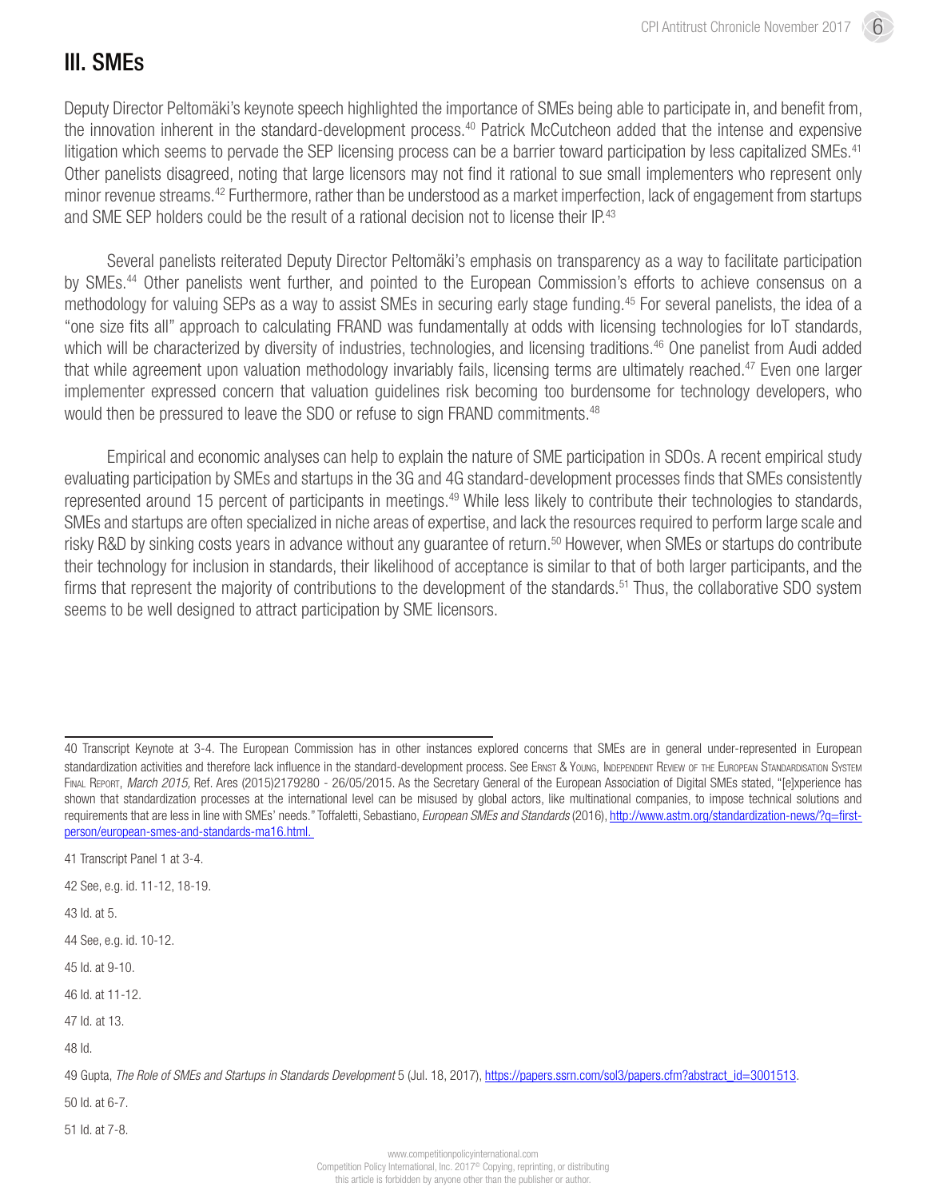## III. SMEs

Deputy Director Peltomäki's keynote speech highlighted the importance of SMEs being able to participate in, and benefit from, the innovation inherent in the standard-development process.[40] Patrick McCutcheon added that the intense and expensive litigation which seems to pervade the SEP licensing process can be a barrier toward participation by less capitalized SMEs.[41] Other panelists disagreed, noting that large licensors may not find it rational to sue small implementers who represent only minor revenue streams.[42] Furthermore, rather than be understood as a market imperfection, lack of engagement from startups and SME SEP holders could be the result of a rational decision not to license their IP.[43]

Several panelists reiterated Deputy Director Peltomäki's emphasis on transparency as a way to facilitate participation by SMEs.[44] Other panelists went further, and pointed to the European Commission's efforts to achieve consensus on a methodology for valuing SEPs as a way to assist SMEs in securing early stage funding.[45] For several panelists, the idea of a "one size fits all" approach to calculating FRAND was fundamentally at odds with licensing technologies for IoT standards, which will be characterized by diversity of industries, technologies, and licensing traditions.[46] One panelist from Audi added that while agreement upon valuation methodology invariably fails, licensing terms are ultimately reached.[47] Even one larger implementer expressed concern that valuation guidelines risk becoming too burdensome for technology developers, who would then be pressured to leave the SDO or refuse to sign FRAND commitments.[48]

Empirical and economic analyses can help to explain the nature of SME participation in SDOs. A recent empirical study evaluating participation by SMEs and startups in the 3G and 4G standard-development processes finds that SMEs consistently represented around 15 percent of participants in meetings.[49] While less likely to contribute their technologies to standards, SMEs and startups are often specialized in niche areas of expertise, and lack the resources required to perform large scale and risky R&D by sinking costs years in advance without any guarantee of return.[50] However, when SMEs or startups do contribute their technology for inclusion in standards, their likelihood of acceptance is similar to that of both larger participants, and the firms that represent the majority of contributions to the development of the standards.[51] Thus, the collaborative SDO system seems to be well designed to attract participation by SME licensors.

---

40 Transcript Keynote at 3-4. The European Commission has in other instances explored concerns that SMEs are in general under-represented in European standardization activities and therefore lack influence in the standard-development process. See Ernst & Young, Independent Review of the European Standardisation System Final Report, *March 2015*, Ref. Ares (2015)2179280 - 26/05/2015. As the Secretary General of the European Association of Digital SMEs stated, "[e]xperience has shown that standardization processes at the international level can be misused by global actors, like multinational companies, to impose technical solutions and requirements that are less in line with SMEs' needs." Toffaletti, Sebastiano, *European SMEs and Standards* (2016), http://www.astm.org/standardization-news/?q=first-person/european-smes-and-standards-ma16.html.

41 Transcript Panel 1 at 3-4.

42 See, e.g. id. 11-12, 18-19.

43 Id. at 5.

44 See, e.g. id. 10-12.

45 Id. at 9-10.

46 Id. at 11-12.

47 Id. at 13.

48 Id.

49 Gupta, *The Role of SMEs and Startups in Standards Development* 5 (Jul. 18, 2017), https://papers.ssrn.com/sol3/papers.cfm?abstract_id=3001513.

50 Id. at 6-7.

51 Id. at 7-8.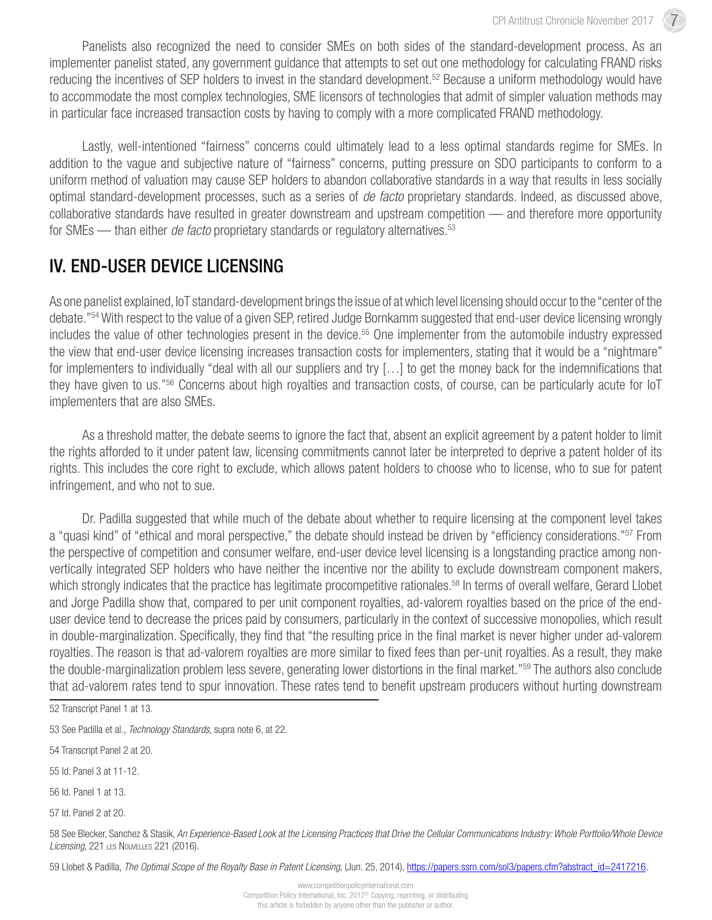Panelists also recognized the need to consider SMEs on both sides of the standard-development process. As an implementer panelist stated, any government guidance that attempts to set out one methodology for calculating FRAND risks reducing the incentives of SEP holders to invest in the standard development.[52] Because a uniform methodology would have to accommodate the most complex technologies, SME licensors of technologies that admit of simpler valuation methods may in particular face increased transaction costs by having to comply with a more complicated FRAND methodology.

Lastly, well-intentioned "fairness" concerns could ultimately lead to a less optimal standards regime for SMEs. In addition to the vague and subjective nature of "fairness" concerns, putting pressure on SDO participants to conform to a uniform method of valuation may cause SEP holders to abandon collaborative standards in a way that results in less socially optimal standard-development processes, such as a series of *de facto* proprietary standards. Indeed, as discussed above, collaborative standards have resulted in greater downstream and upstream competition — and therefore more opportunity for SMEs — than either *de facto* proprietary standards or regulatory alternatives.[53]

## IV. END-USER DEVICE LICENSING

As one panelist explained, IoT standard-development brings the issue of at which level licensing should occur to the "center of the debate."[54] With respect to the value of a given SEP, retired Judge Bornkamm suggested that end-user device licensing wrongly includes the value of other technologies present in the device.[55] One implementer from the automobile industry expressed the view that end-user device licensing increases transaction costs for implementers, stating that it would be a "nightmare" for implementers to individually "deal with all our suppliers and try […] to get the money back for the indemnifications that they have given to us."[56] Concerns about high royalties and transaction costs, of course, can be particularly acute for IoT implementers that are also SMEs.

As a threshold matter, the debate seems to ignore the fact that, absent an explicit agreement by a patent holder to limit the rights afforded to it under patent law, licensing commitments cannot later be interpreted to deprive a patent holder of its rights. This includes the core right to exclude, which allows patent holders to choose who to license, who to sue for patent infringement, and who not to sue.

Dr. Padilla suggested that while much of the debate about whether to require licensing at the component level takes a "quasi kind" of "ethical and moral perspective," the debate should instead be driven by "efficiency considerations."[57] From the perspective of competition and consumer welfare, end-user device level licensing is a longstanding practice among non-vertically integrated SEP holders who have neither the incentive nor the ability to exclude downstream component makers, which strongly indicates that the practice has legitimate procompetitive rationales.[58] In terms of overall welfare, Gerard Llobet and Jorge Padilla show that, compared to per unit component royalties, ad-valorem royalties based on the price of the end-user device tend to decrease the prices paid by consumers, particularly in the context of successive monopolies, which result in double-marginalization. Specifically, they find that "the resulting price in the final market is never higher under ad-valorem royalties. The reason is that ad-valorem royalties are more similar to fixed fees than per-unit royalties. As a result, they make the double-marginalization problem less severe, generating lower distortions in the final market."[59] The authors also conclude that ad-valorem rates tend to spur innovation. These rates tend to benefit upstream producers without hurting downstream

52 Transcript Panel 1 at 13.

53 See Padilla et al., *Technology Standards*, supra note 6, at 22.

54 Transcript Panel 2 at 20.

55 Id. Panel 3 at 11-12.

56 Id. Panel 1 at 13.

57 Id. Panel 2 at 20.

58 See Blecker, Sanchez & Stasik, *An Experience-Based Look at the Licensing Practices that Drive the Cellular Communications Industry: Whole Portfolio/Whole Device Licensing*, 221 LES NOUVELLES 221 (2016).

59 Llobet & Padilla, *The Optimal Scope of the Royalty Base in Patent Licensing*, (Jun. 25, 2014), https://papers.ssrn.com/sol3/papers.cfm?abstract_id=2417216.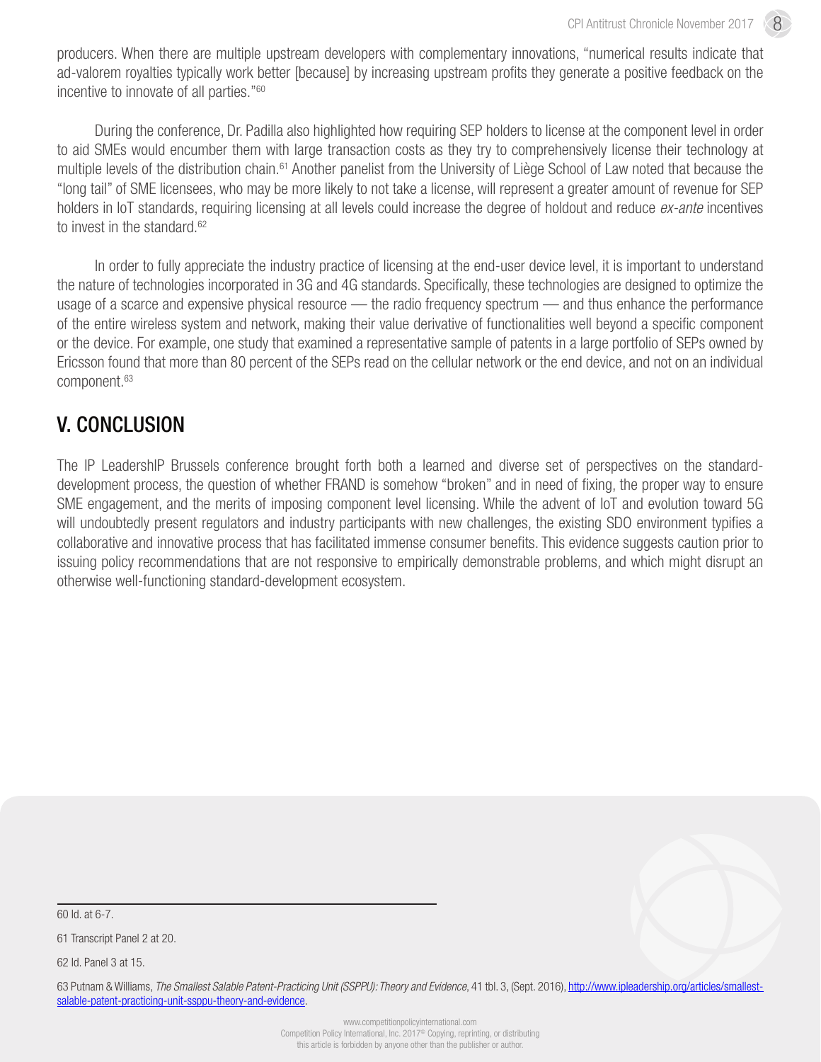producers. When there are multiple upstream developers with complementary innovations, "numerical results indicate that ad-valorem royalties typically work better [because] by increasing upstream profits they generate a positive feedback on the incentive to innovate of all parties."[60]

During the conference, Dr. Padilla also highlighted how requiring SEP holders to license at the component level in order to aid SMEs would encumber them with large transaction costs as they try to comprehensively license their technology at multiple levels of the distribution chain.[61] Another panelist from the University of Liège School of Law noted that because the "long tail" of SME licensees, who may be more likely to not take a license, will represent a greater amount of revenue for SEP holders in IoT standards, requiring licensing at all levels could increase the degree of holdout and reduce *ex-ante* incentives to invest in the standard.[62]

In order to fully appreciate the industry practice of licensing at the end-user device level, it is important to understand the nature of technologies incorporated in 3G and 4G standards. Specifically, these technologies are designed to optimize the usage of a scarce and expensive physical resource — the radio frequency spectrum — and thus enhance the performance of the entire wireless system and network, making their value derivative of functionalities well beyond a specific component or the device. For example, one study that examined a representative sample of patents in a large portfolio of SEPs owned by Ericsson found that more than 80 percent of the SEPs read on the cellular network or the end device, and not on an individual component.[63]

## V. CONCLUSION

The IP LeadershIP Brussels conference brought forth both a learned and diverse set of perspectives on the standard-development process, the question of whether FRAND is somehow "broken" and in need of fixing, the proper way to ensure SME engagement, and the merits of imposing component level licensing. While the advent of IoT and evolution toward 5G will undoubtedly present regulators and industry participants with new challenges, the existing SDO environment typifies a collaborative and innovative process that has facilitated immense consumer benefits. This evidence suggests caution prior to issuing policy recommendations that are not responsive to empirically demonstrable problems, and which might disrupt an otherwise well-functioning standard-development ecosystem.

---

60 Id. at 6-7.

61 Transcript Panel 2 at 20.

62 Id. Panel 3 at 15.

63 Putnam & Williams, *The Smallest Salable Patent-Practicing Unit (SSPPU): Theory and Evidence*, 41 tbl. 3, (Sept. 2016), http://www.ipleadership.org/articles/smallest-salable-patent-practicing-unit-ssppu-theory-and-evidence.